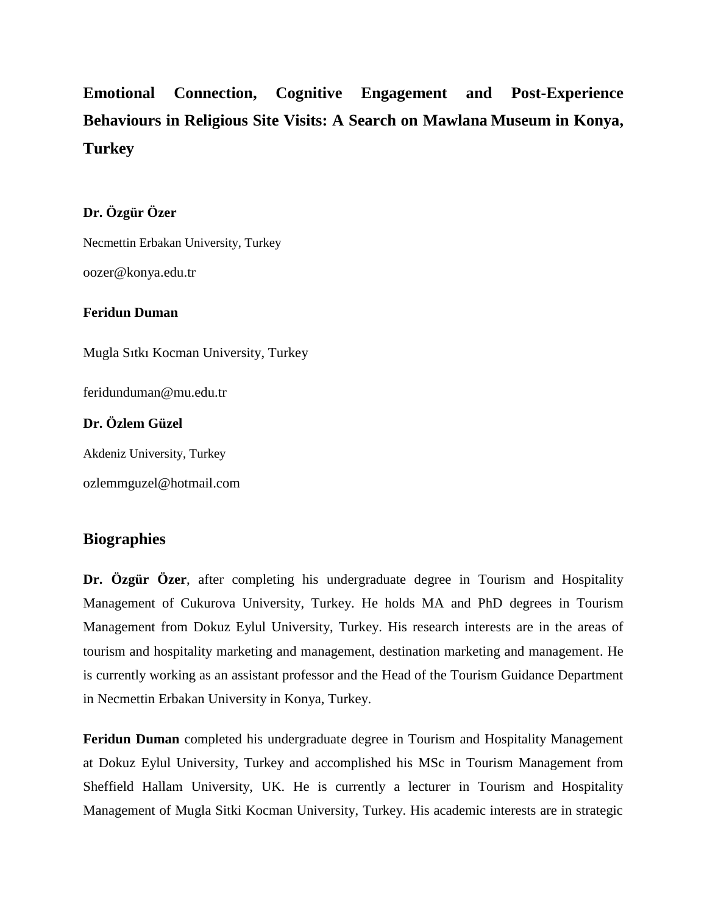# Emotional Connection, Cognitive Engagement and Post-Experience Behaviours in Religious Site Visits: A Search on Mawlana Museum in Konya, Turkey

**Dr. Özgür Özer**

Necmettin Erbakan University, Turkey

oozer@konya.edu.tr

**Feridun Duman**

Mugla Sıtkı Kocman University, Turkey

feridunduman@mu.edu.tr

**Dr. Özlem Güzel**

Akdeniz University, Turkey

ozlemmguzel@hotmail.com

## Biographies

**Dr. Özgür Özer**, after completing his undergraduate degree in Tourism and Hospitality Management of Cukurova University, Turkey. He holds MA and PhD degrees in Tourism Management from Dokuz Eylul University, Turkey. His research interests are in the areas of tourism and hospitality marketing and management, destination marketing and management. He is currently working as an assistant professor and the Head of the Tourism Guidance Department in Necmettin Erbakan University in Konya, Turkey.

**Feridun Duman** completed his undergraduate degree in Tourism and Hospitality Management at Dokuz Eylul University, Turkey and accomplished his MSc in Tourism Management from Sheffield Hallam University, UK. He is currently a lecturer in Tourism and Hospitality Management of Mugla Sitki Kocman University, Turkey. His academic interests are in strategic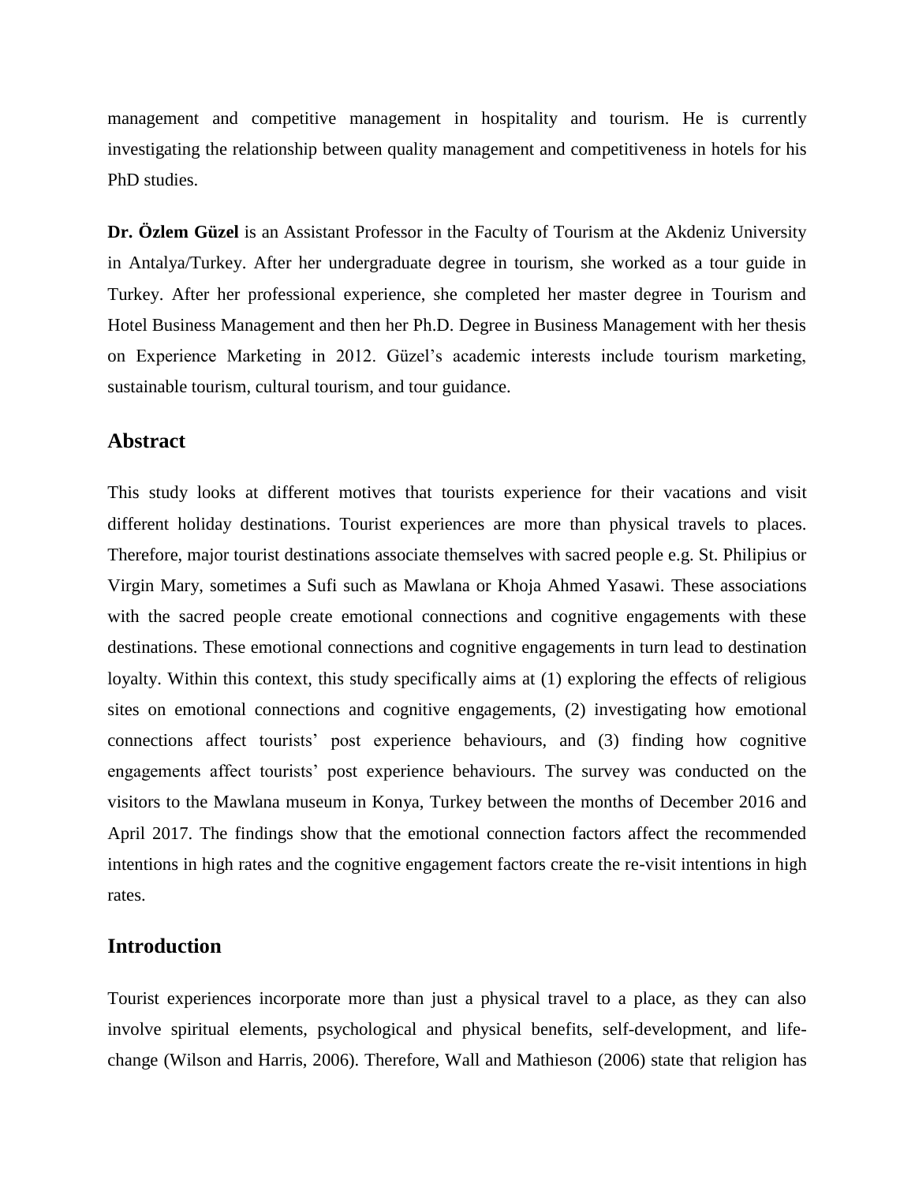management and competitive management in hospitality and tourism. He is currently investigating the relationship between quality management and competitiveness in hotels for his PhD studies.

**Dr. Özlem Güzel** is an Assistant Professor in the Faculty of Tourism at the Akdeniz University in Antalya/Turkey. After her undergraduate degree in tourism, she worked as a tour guide in Turkey. After her professional experience, she completed her master degree in Tourism and Hotel Business Management and then her Ph.D. Degree in Business Management with her thesis on Experience Marketing in 2012. Güzel's academic interests include tourism marketing, sustainable tourism, cultural tourism, and tour guidance.

## Abstract

This study looks at different motives that tourists experience for their vacations and visit different holiday destinations. Tourist experiences are more than physical travels to places. Therefore, major tourist destinations associate themselves with sacred people e.g. St. Philipius or Virgin Mary, sometimes a Sufi such as Mawlana or Khoja Ahmed Yasawi. These associations with the sacred people create emotional connections and cognitive engagements with these destinations. These emotional connections and cognitive engagements in turn lead to destination loyalty. Within this context, this study specifically aims at (1) exploring the effects of religious sites on emotional connections and cognitive engagements, (2) investigating how emotional connections affect tourists' post experience behaviours, and (3) finding how cognitive engagements affect tourists' post experience behaviours. The survey was conducted on the visitors to the Mawlana museum in Konya, Turkey between the months of December 2016 and April 2017. The findings show that the emotional connection factors affect the recommended intentions in high rates and the cognitive engagement factors create the re-visit intentions in high rates.

## Introduction

Tourist experiences incorporate more than just a physical travel to a place, as they can also involve spiritual elements, psychological and physical benefits, self-development, and life-change (Wilson and Harris, 2006). Therefore, Wall and Mathieson (2006) state that religion has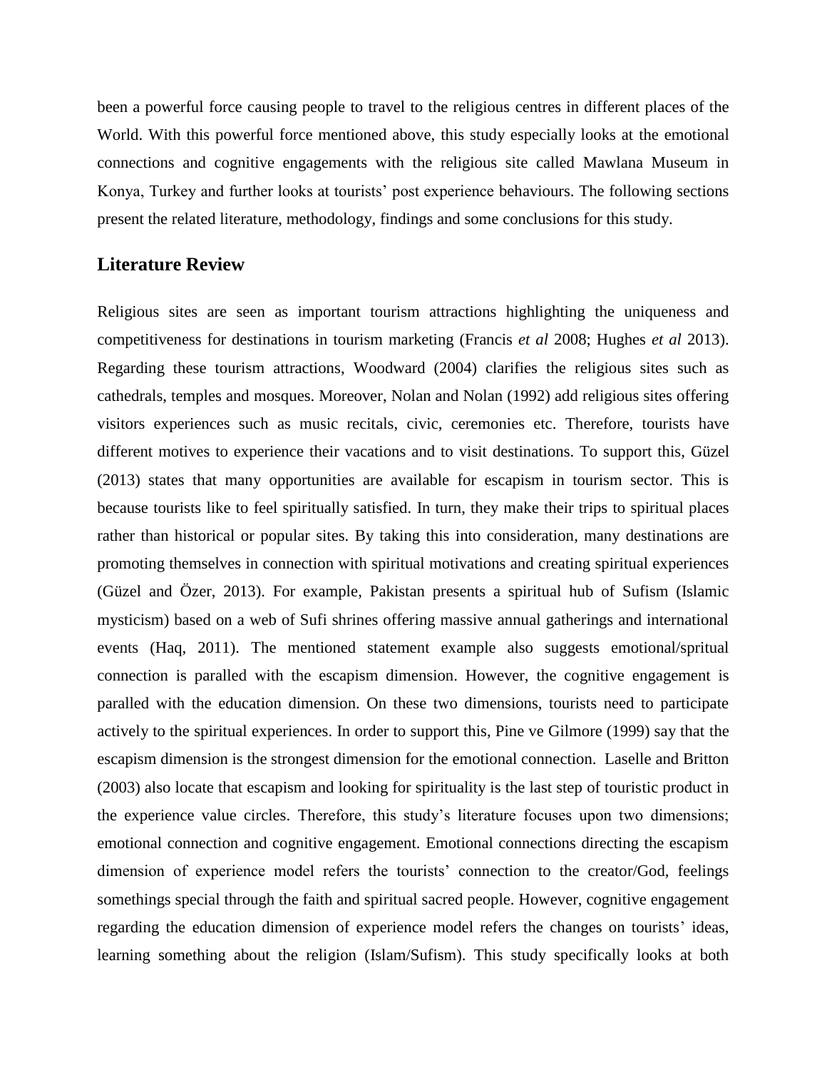been a powerful force causing people to travel to the religious centres in different places of the World. With this powerful force mentioned above, this study especially looks at the emotional connections and cognitive engagements with the religious site called Mawlana Museum in Konya, Turkey and further looks at tourists' post experience behaviours. The following sections present the related literature, methodology, findings and some conclusions for this study.

## Literature Review

Religious sites are seen as important tourism attractions highlighting the uniqueness and competitiveness for destinations in tourism marketing (Francis *et al* 2008; Hughes *et al* 2013). Regarding these tourism attractions, Woodward (2004) clarifies the religious sites such as cathedrals, temples and mosques. Moreover, Nolan and Nolan (1992) add religious sites offering visitors experiences such as music recitals, civic, ceremonies etc. Therefore, tourists have different motives to experience their vacations and to visit destinations. To support this, Güzel (2013) states that many opportunities are available for escapism in tourism sector. This is because tourists like to feel spiritually satisfied. In turn, they make their trips to spiritual places rather than historical or popular sites. By taking this into consideration, many destinations are promoting themselves in connection with spiritual motivations and creating spiritual experiences (Güzel and Özer, 2013). For example, Pakistan presents a spiritual hub of Sufism (Islamic mysticism) based on a web of Sufi shrines offering massive annual gatherings and international events (Haq, 2011). The mentioned statement example also suggests emotional/spritual connection is paralled with the escapism dimension. However, the cognitive engagement is paralled with the education dimension. On these two dimensions, tourists need to participate actively to the spiritual experiences. In order to support this, Pine ve Gilmore (1999) say that the escapism dimension is the strongest dimension for the emotional connection. Laselle and Britton (2003) also locate that escapism and looking for spirituality is the last step of touristic product in the experience value circles. Therefore, this study's literature focuses upon two dimensions; emotional connection and cognitive engagement. Emotional connections directing the escapism dimension of experience model refers the tourists' connection to the creator/God, feelings somethings special through the faith and spiritual sacred people. However, cognitive engagement regarding the education dimension of experience model refers the changes on tourists' ideas, learning something about the religion (Islam/Sufism). This study specifically looks at both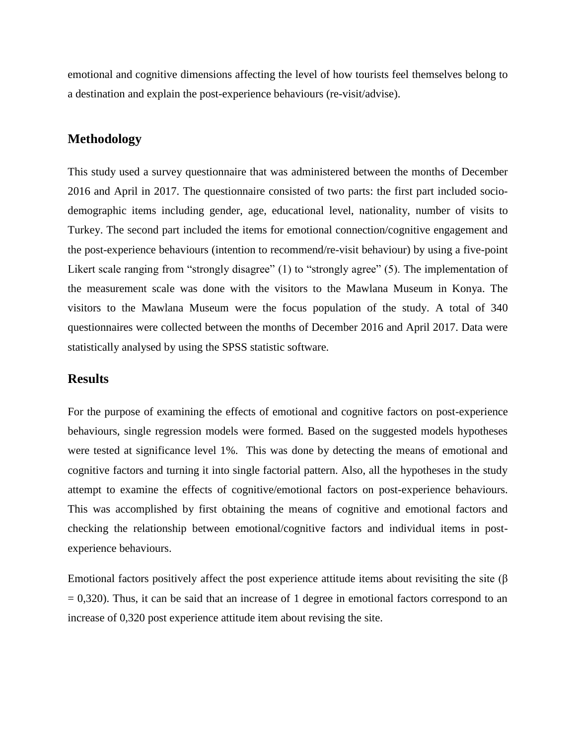emotional and cognitive dimensions affecting the level of how tourists feel themselves belong to a destination and explain the post-experience behaviours (re-visit/advise).

## Methodology

This study used a survey questionnaire that was administered between the months of December 2016 and April in 2017. The questionnaire consisted of two parts: the first part included socio-demographic items including gender, age, educational level, nationality, number of visits to Turkey. The second part included the items for emotional connection/cognitive engagement and the post-experience behaviours (intention to recommend/re-visit behaviour) by using a five-point Likert scale ranging from "strongly disagree" (1) to "strongly agree" (5). The implementation of the measurement scale was done with the visitors to the Mawlana Museum in Konya. The visitors to the Mawlana Museum were the focus population of the study. A total of 340 questionnaires were collected between the months of December 2016 and April 2017. Data were statistically analysed by using the SPSS statistic software.

## Results

For the purpose of examining the effects of emotional and cognitive factors on post-experience behaviours, single regression models were formed. Based on the suggested models hypotheses were tested at significance level 1%. This was done by detecting the means of emotional and cognitive factors and turning it into single factorial pattern. Also, all the hypotheses in the study attempt to examine the effects of cognitive/emotional factors on post-experience behaviours. This was accomplished by first obtaining the means of cognitive and emotional factors and checking the relationship between emotional/cognitive factors and individual items in post-experience behaviours.

Emotional factors positively affect the post experience attitude items about revisiting the site ($\beta = 0{,}320$). Thus, it can be said that an increase of 1 degree in emotional factors correspond to an increase of 0,320 post experience attitude item about revising the site.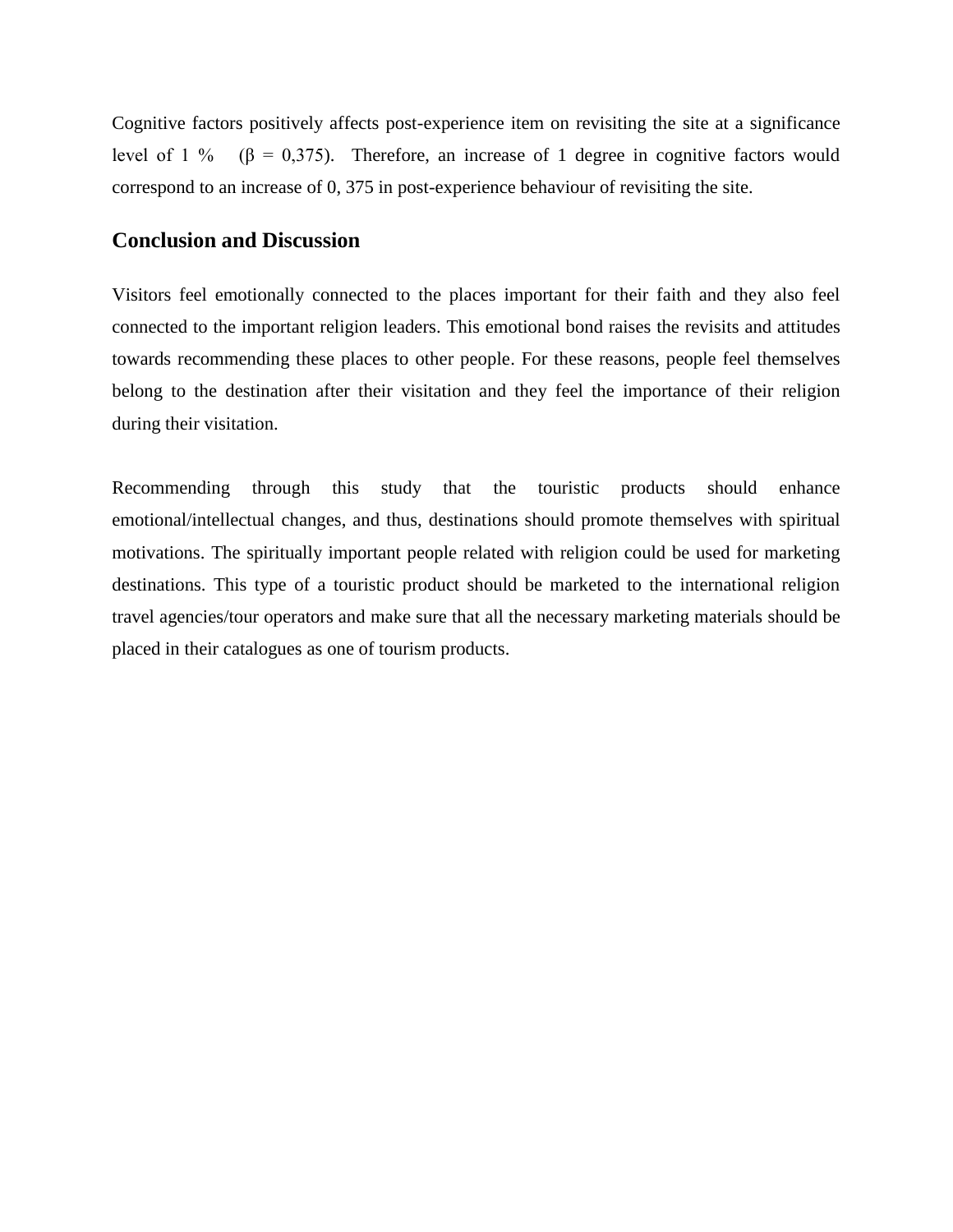Cognitive factors positively affects post-experience item on revisiting the site at a significance level of 1 % ($\beta$ = 0,375). Therefore, an increase of 1 degree in cognitive factors would correspond to an increase of 0, 375 in post-experience behaviour of revisiting the site.

## Conclusion and Discussion

Visitors feel emotionally connected to the places important for their faith and they also feel connected to the important religion leaders. This emotional bond raises the revisits and attitudes towards recommending these places to other people. For these reasons, people feel themselves belong to the destination after their visitation and they feel the importance of their religion during their visitation.

Recommending through this study that the touristic products should enhance emotional/intellectual changes, and thus, destinations should promote themselves with spiritual motivations. The spiritually important people related with religion could be used for marketing destinations. This type of a touristic product should be marketed to the international religion travel agencies/tour operators and make sure that all the necessary marketing materials should be placed in their catalogues as one of tourism products.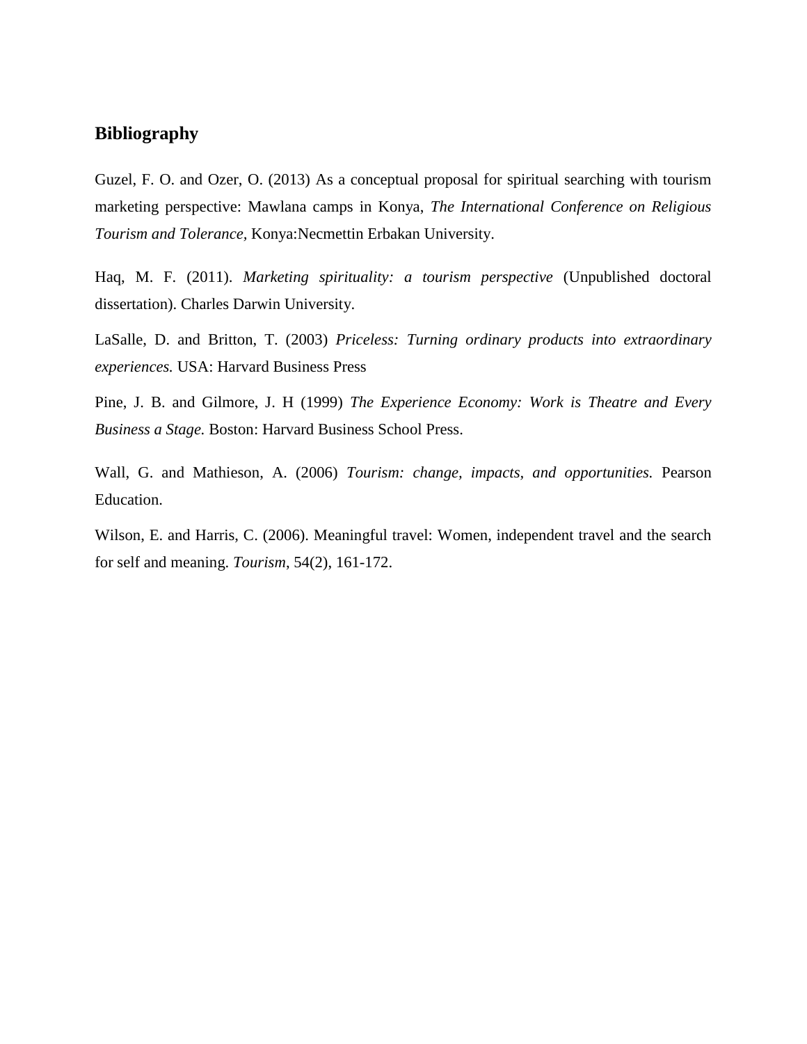## Bibliography

Guzel, F. O. and Ozer, O. (2013) As a conceptual proposal for spiritual searching with tourism marketing perspective: Mawlana camps in Konya, *The International Conference on Religious Tourism and Tolerance*, Konya:Necmettin Erbakan University.

Haq, M. F. (2011). *Marketing spirituality: a tourism perspective* (Unpublished doctoral dissertation). Charles Darwin University.

LaSalle, D. and Britton, T. (2003) *Priceless: Turning ordinary products into extraordinary experiences.* USA: Harvard Business Press

Pine, J. B. and Gilmore, J. H (1999) *The Experience Economy: Work is Theatre and Every Business a Stage.* Boston: Harvard Business School Press.

Wall, G. and Mathieson, A. (2006) *Tourism: change, impacts, and opportunities.* Pearson Education.

Wilson, E. and Harris, C. (2006). Meaningful travel: Women, independent travel and the search for self and meaning. *Tourism*, 54(2), 161-172.